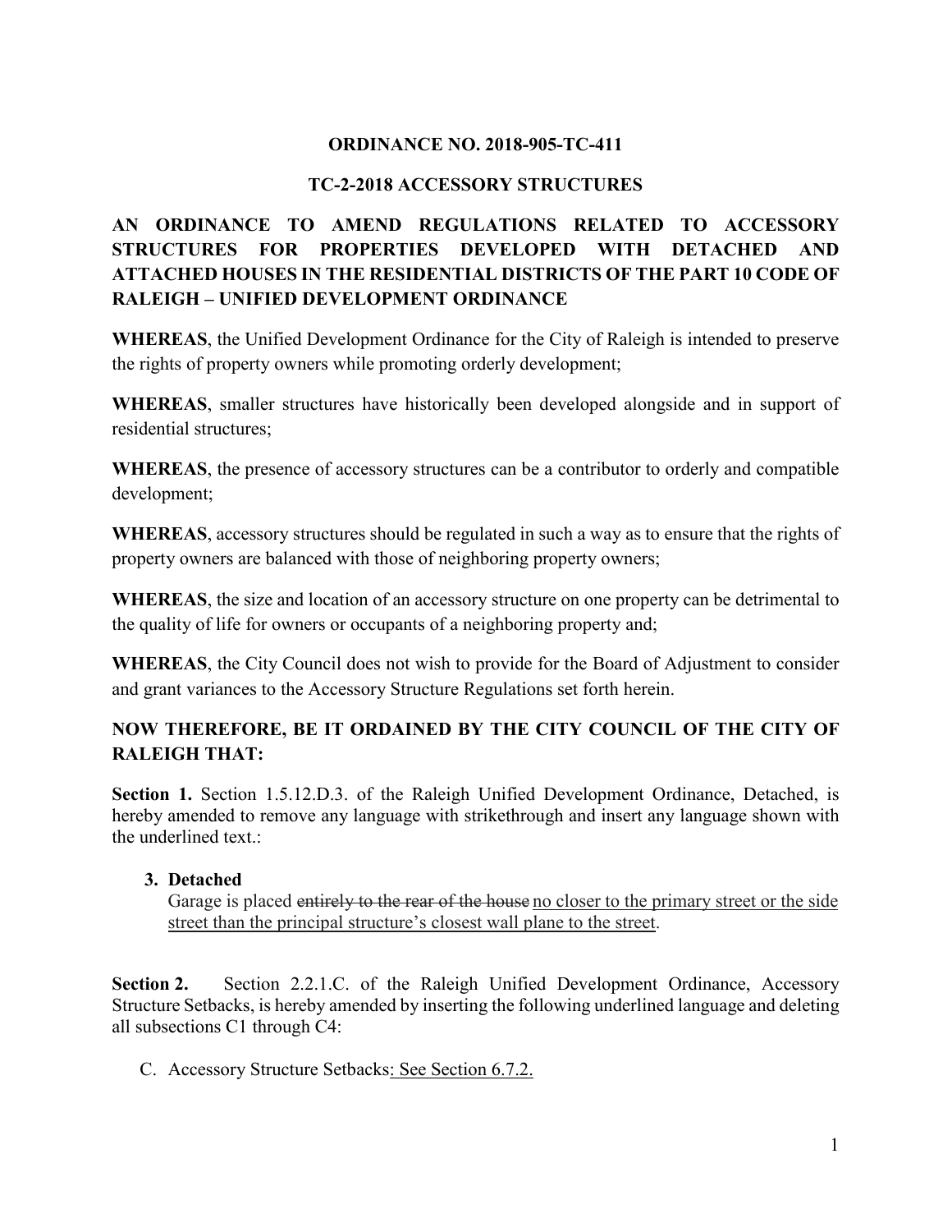**ORDINANCE NO. 2018-905-TC-411**

**TC-2-2018 ACCESSORY STRUCTURES**

**AN ORDINANCE TO AMEND REGULATIONS RELATED TO ACCESSORY STRUCTURES FOR PROPERTIES DEVELOPED WITH DETACHED AND ATTACHED HOUSES IN THE RESIDENTIAL DISTRICTS OF THE PART 10 CODE OF RALEIGH – UNIFIED DEVELOPMENT ORDINANCE**

**WHEREAS**, the Unified Development Ordinance for the City of Raleigh is intended to preserve the rights of property owners while promoting orderly development;

**WHEREAS**, smaller structures have historically been developed alongside and in support of residential structures;

**WHEREAS**, the presence of accessory structures can be a contributor to orderly and compatible development;

**WHEREAS**, accessory structures should be regulated in such a way as to ensure that the rights of property owners are balanced with those of neighboring property owners;

**WHEREAS**, the size and location of an accessory structure on one property can be detrimental to the quality of life for owners or occupants of a neighboring property and;

**WHEREAS**, the City Council does not wish to provide for the Board of Adjustment to consider and grant variances to the Accessory Structure Regulations set forth herein.

**NOW THEREFORE, BE IT ORDAINED BY THE CITY COUNCIL OF THE CITY OF RALEIGH THAT:**

**Section 1.** Section 1.5.12.D.3. of the Raleigh Unified Development Ordinance, Detached, is hereby amended to remove any language with strikethrough and insert any language shown with the underlined text.:

**3. Detached**
Garage is placed ~~entirely to the rear of the house~~ <u>no closer to the primary street or the side street than the principal structure's closest wall plane to the street</u>.

**Section 2.** Section 2.2.1.C. of the Raleigh Unified Development Ordinance, Accessory Structure Setbacks, is hereby amended by inserting the following underlined language and deleting all subsections C1 through C4:

C. Accessory Structure Setbacks<u>: See Section 6.7.2.</u>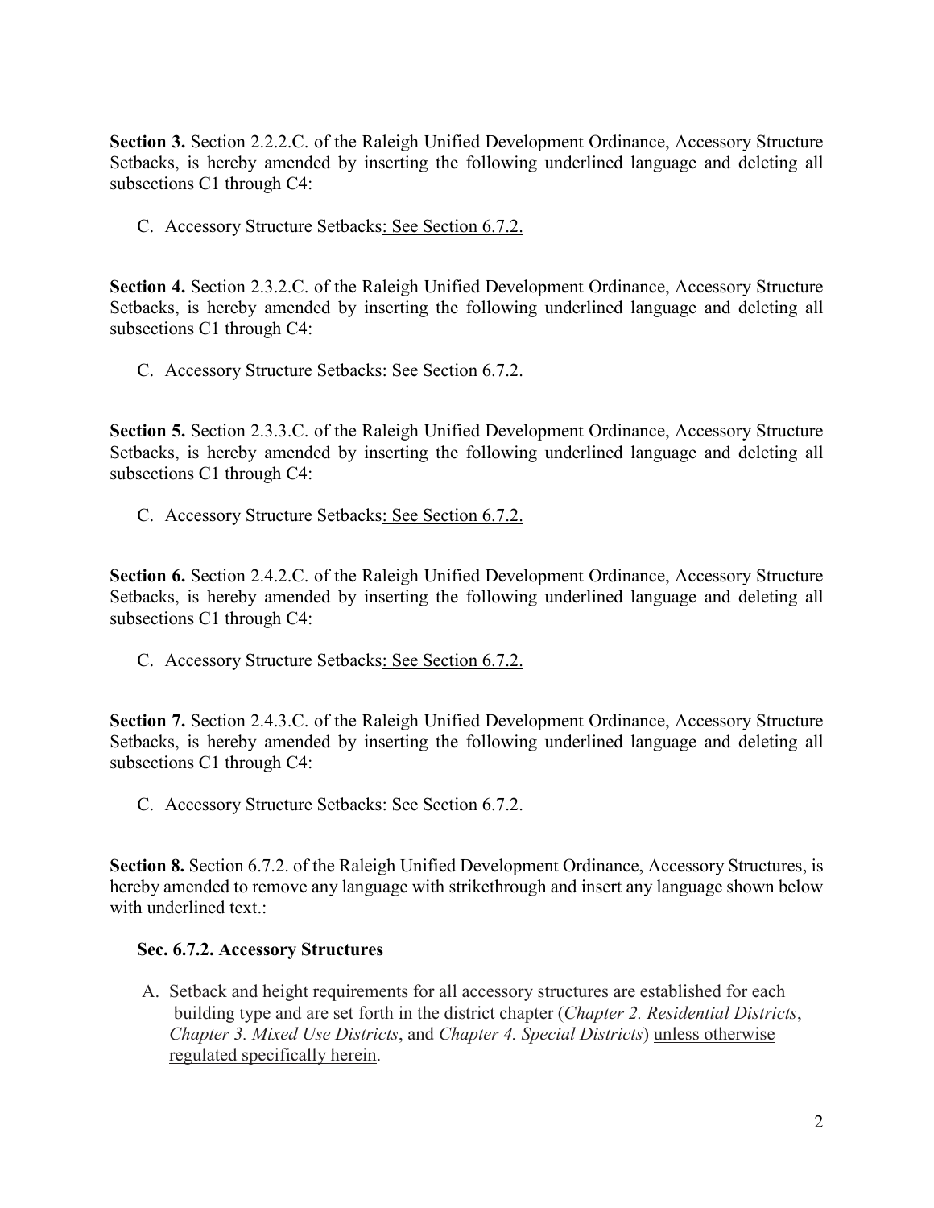**Section 3.** Section 2.2.2.C. of the Raleigh Unified Development Ordinance, Accessory Structure Setbacks, is hereby amended by inserting the following underlined language and deleting all subsections C1 through C4:

C. Accessory Structure Setbacks<u>: See Section 6.7.2.</u>

**Section 4.** Section 2.3.2.C. of the Raleigh Unified Development Ordinance, Accessory Structure Setbacks, is hereby amended by inserting the following underlined language and deleting all subsections C1 through C4:

C. Accessory Structure Setbacks<u>: See Section 6.7.2.</u>

**Section 5.** Section 2.3.3.C. of the Raleigh Unified Development Ordinance, Accessory Structure Setbacks, is hereby amended by inserting the following underlined language and deleting all subsections C1 through C4:

C. Accessory Structure Setbacks<u>: See Section 6.7.2.</u>

**Section 6.** Section 2.4.2.C. of the Raleigh Unified Development Ordinance, Accessory Structure Setbacks, is hereby amended by inserting the following underlined language and deleting all subsections C1 through C4:

C. Accessory Structure Setbacks<u>: See Section 6.7.2.</u>

**Section 7.** Section 2.4.3.C. of the Raleigh Unified Development Ordinance, Accessory Structure Setbacks, is hereby amended by inserting the following underlined language and deleting all subsections C1 through C4:

C. Accessory Structure Setbacks<u>: See Section 6.7.2.</u>

**Section 8.** Section 6.7.2. of the Raleigh Unified Development Ordinance, Accessory Structures, is hereby amended to remove any language with strikethrough and insert any language shown below with underlined text.:

**Sec. 6.7.2. Accessory Structures**

A. Setback and height requirements for all accessory structures are established for each building type and are set forth in the district chapter (*Chapter 2. Residential Districts*, *Chapter 3. Mixed Use Districts*, and *Chapter 4. Special Districts*) <u>unless otherwise regulated specifically herein</u>.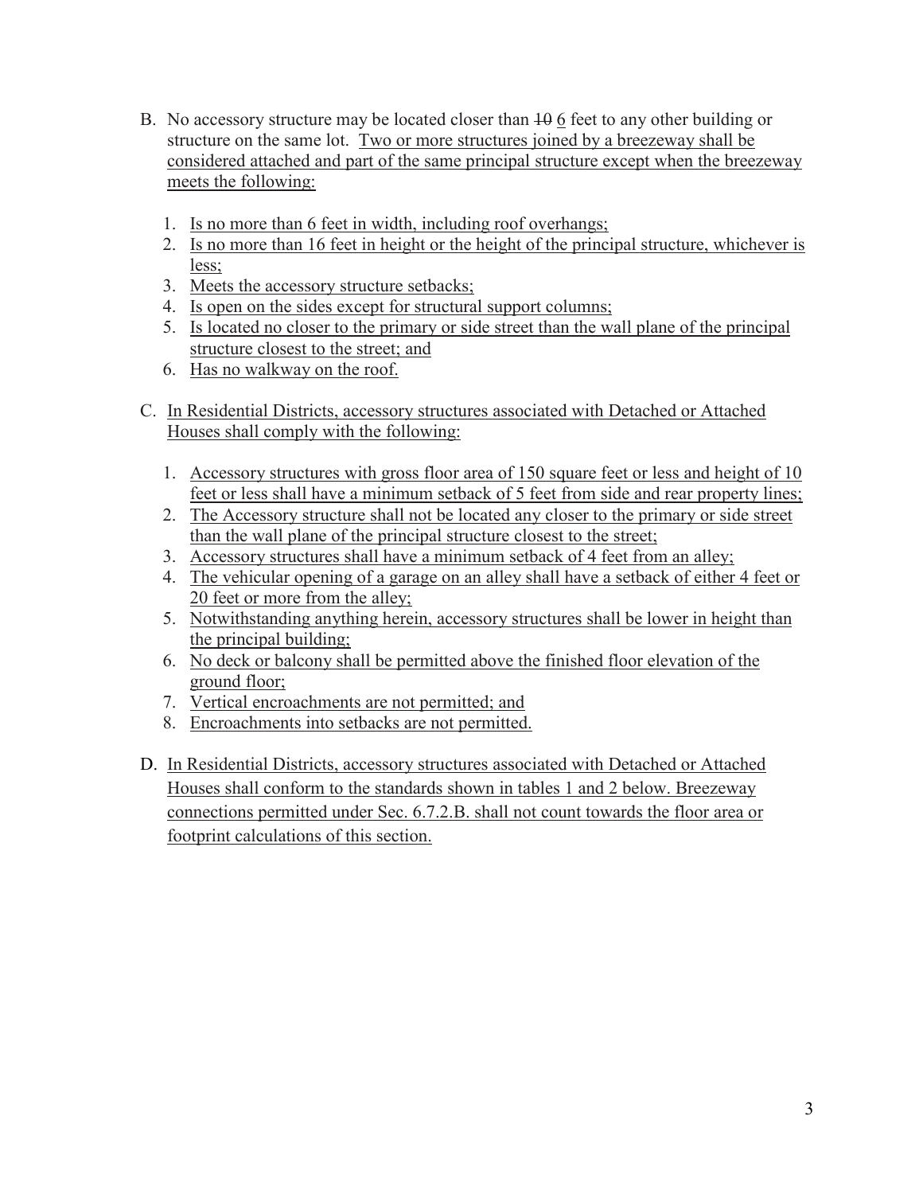B. No accessory structure may be located closer than ~~10~~ <u>6</u> feet to any other building or structure on the same lot. <u>Two or more structures joined by a breezeway shall be considered attached and part of the same principal structure except when the breezeway meets the following:</u>

   1. <u>Is no more than 6 feet in width, including roof overhangs;</u>
   2. <u>Is no more than 16 feet in height or the height of the principal structure, whichever is less;</u>
   3. <u>Meets the accessory structure setbacks;</u>
   4. <u>Is open on the sides except for structural support columns;</u>
   5. <u>Is located no closer to the primary or side street than the wall plane of the principal structure closest to the street; and</u>
   6. <u>Has no walkway on the roof.</u>

C. <u>In Residential Districts, accessory structures associated with Detached or Attached Houses shall comply with the following:</u>

   1. <u>Accessory structures with gross floor area of 150 square feet or less and height of 10 feet or less shall have a minimum setback of 5 feet from side and rear property lines;</u>
   2. <u>The Accessory structure shall not be located any closer to the primary or side street than the wall plane of the principal structure closest to the street;</u>
   3. <u>Accessory structures shall have a minimum setback of 4 feet from an alley;</u>
   4. <u>The vehicular opening of a garage on an alley shall have a setback of either 4 feet or 20 feet or more from the alley;</u>
   5. <u>Notwithstanding anything herein, accessory structures shall be lower in height than the principal building;</u>
   6. <u>No deck or balcony shall be permitted above the finished floor elevation of the ground floor;</u>
   7. <u>Vertical encroachments are not permitted; and</u>
   8. <u>Encroachments into setbacks are not permitted.</u>

D. <u>In Residential Districts, accessory structures associated with Detached or Attached Houses shall conform to the standards shown in tables 1 and 2 below. Breezeway connections permitted under Sec. 6.7.2.B. shall not count towards the floor area or footprint calculations of this section.</u>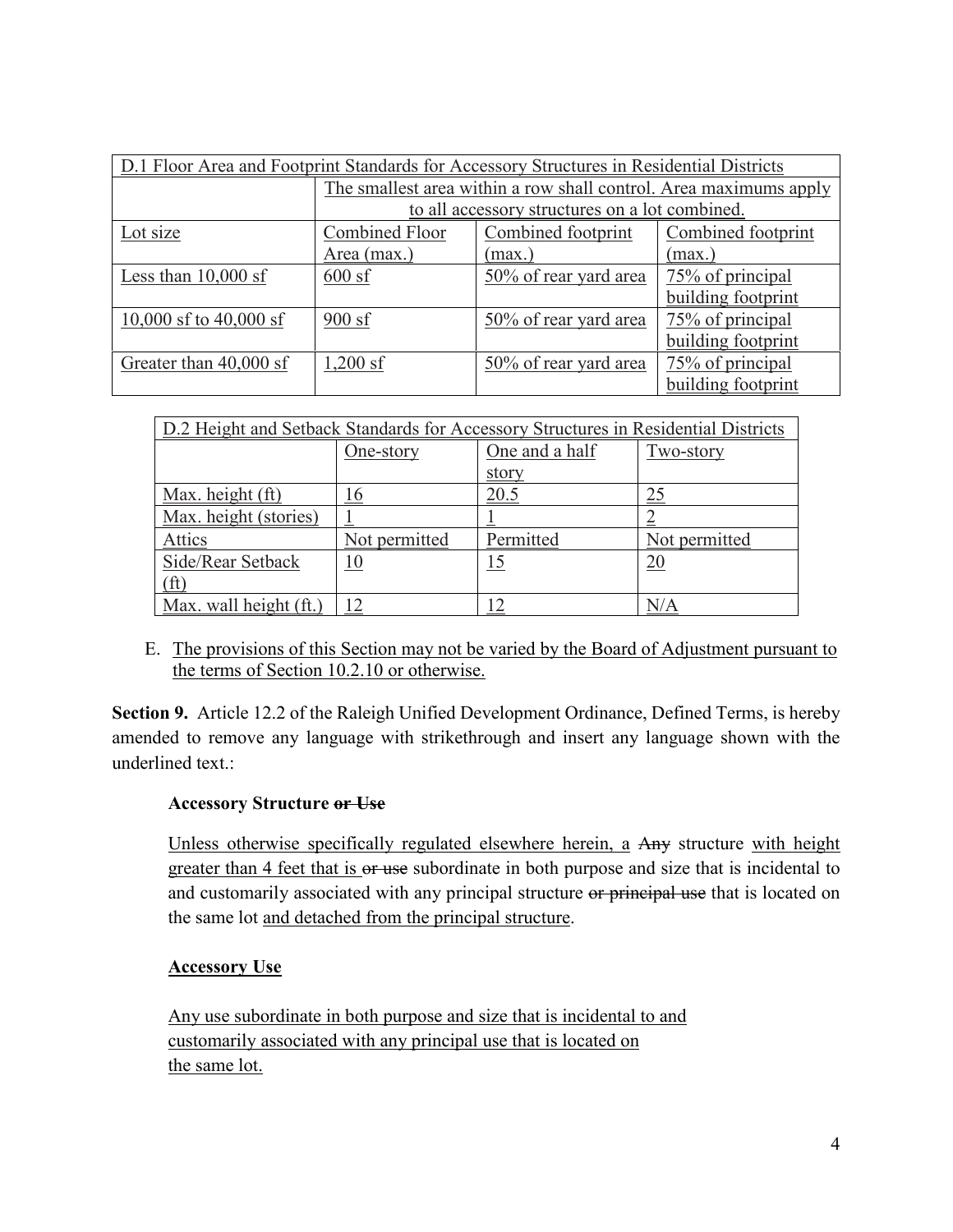| D.1 Floor Area and Footprint Standards for Accessory Structures in Residential Districts | | | |
|---|---|---|---|
| | The smallest area within a row shall control. Area maximums apply to all accessory structures on a lot combined. | | |
| Lot size | Combined Floor Area (max.) | Combined footprint (max.) | Combined footprint (max.) |
| Less than 10,000 sf | 600 sf | 50% of rear yard area | 75% of principal building footprint |
| 10,000 sf to 40,000 sf | 900 sf | 50% of rear yard area | 75% of principal building footprint |
| Greater than 40,000 sf | 1,200 sf | 50% of rear yard area | 75% of principal building footprint |

| D.2 Height and Setback Standards for Accessory Structures in Residential Districts | | | |
|---|---|---|---|
| | One-story | One and a half story | Two-story |
| Max. height (ft) | 16 | 20.5 | 25 |
| Max. height (stories) | 1 | 1 | 2 |
| Attics | Not permitted | Permitted | Not permitted |
| Side/Rear Setback (ft) | 10 | 15 | 20 |
| Max. wall height (ft.) | 12 | 12 | N/A |

E. The provisions of this Section may not be varied by the Board of Adjustment pursuant to the terms of Section 10.2.10 or otherwise.

**Section 9.** Article 12.2 of the Raleigh Unified Development Ordinance, Defined Terms, is hereby amended to remove any language with strikethrough and insert any language shown with the underlined text.:

**Accessory Structure ~~or Use~~**

Unless otherwise specifically regulated elsewhere herein, a ~~Any~~ structure with height greater than 4 feet that is ~~or use~~ subordinate in both purpose and size that is incidental to and customarily associated with any principal structure ~~or principal use~~ that is located on the same lot and detached from the principal structure.

**Accessory Use**

Any use subordinate in both purpose and size that is incidental to and customarily associated with any principal use that is located on the same lot.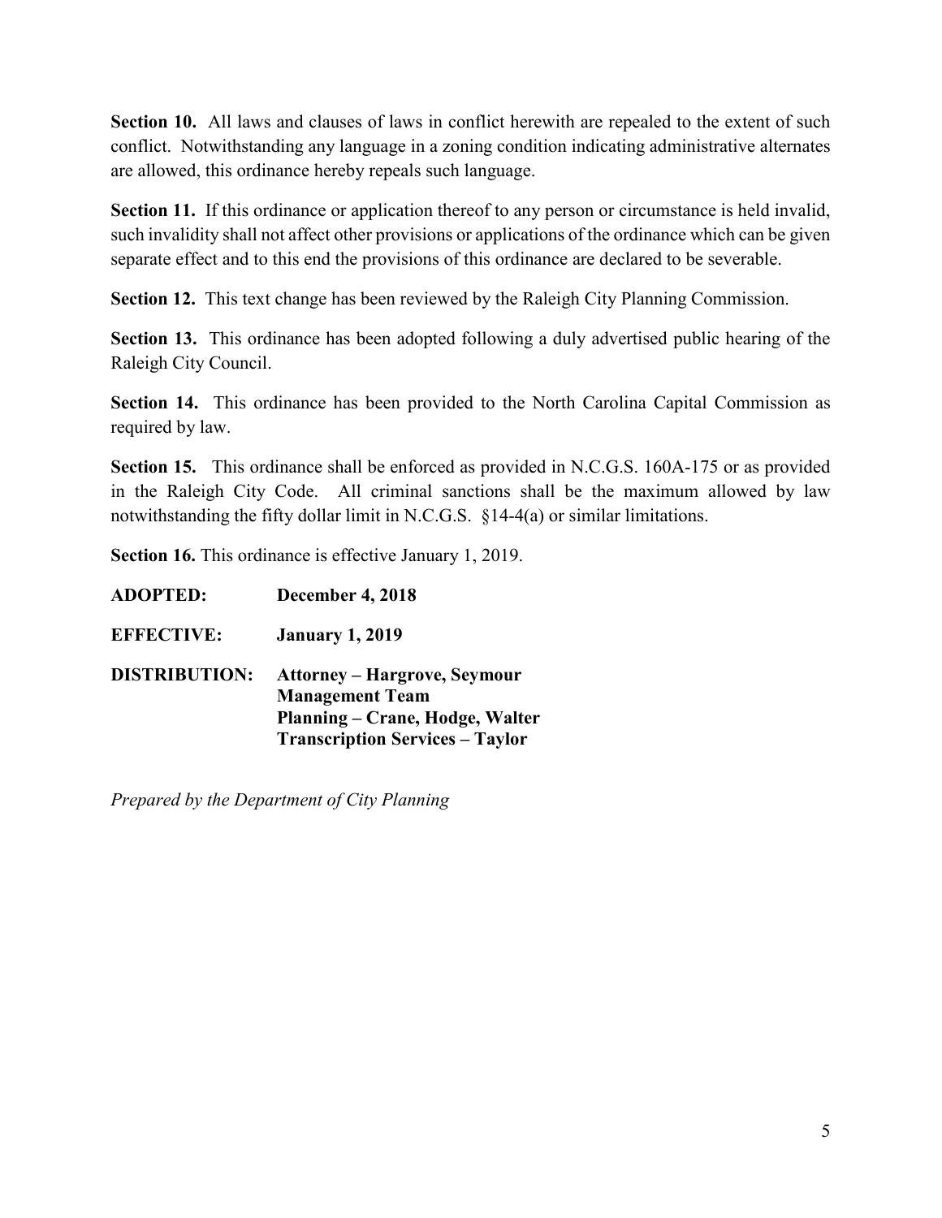**Section 10.** All laws and clauses of laws in conflict herewith are repealed to the extent of such conflict. Notwithstanding any language in a zoning condition indicating administrative alternates are allowed, this ordinance hereby repeals such language.

**Section 11.** If this ordinance or application thereof to any person or circumstance is held invalid, such invalidity shall not affect other provisions or applications of the ordinance which can be given separate effect and to this end the provisions of this ordinance are declared to be severable.

**Section 12.** This text change has been reviewed by the Raleigh City Planning Commission.

**Section 13.** This ordinance has been adopted following a duly advertised public hearing of the Raleigh City Council.

**Section 14.** This ordinance has been provided to the North Carolina Capital Commission as required by law.

**Section 15.** This ordinance shall be enforced as provided in N.C.G.S. 160A-175 or as provided in the Raleigh City Code. All criminal sanctions shall be the maximum allowed by law notwithstanding the fifty dollar limit in N.C.G.S. §14-4(a) or similar limitations.

**Section 16.** This ordinance is effective January 1, 2019.

**ADOPTED:** **December 4, 2018**

**EFFECTIVE:** **January 1, 2019**

**DISTRIBUTION:** **Attorney – Hargrove, Seymour**
**Management Team**
**Planning – Crane, Hodge, Walter**
**Transcription Services – Taylor**

*Prepared by the Department of City Planning*